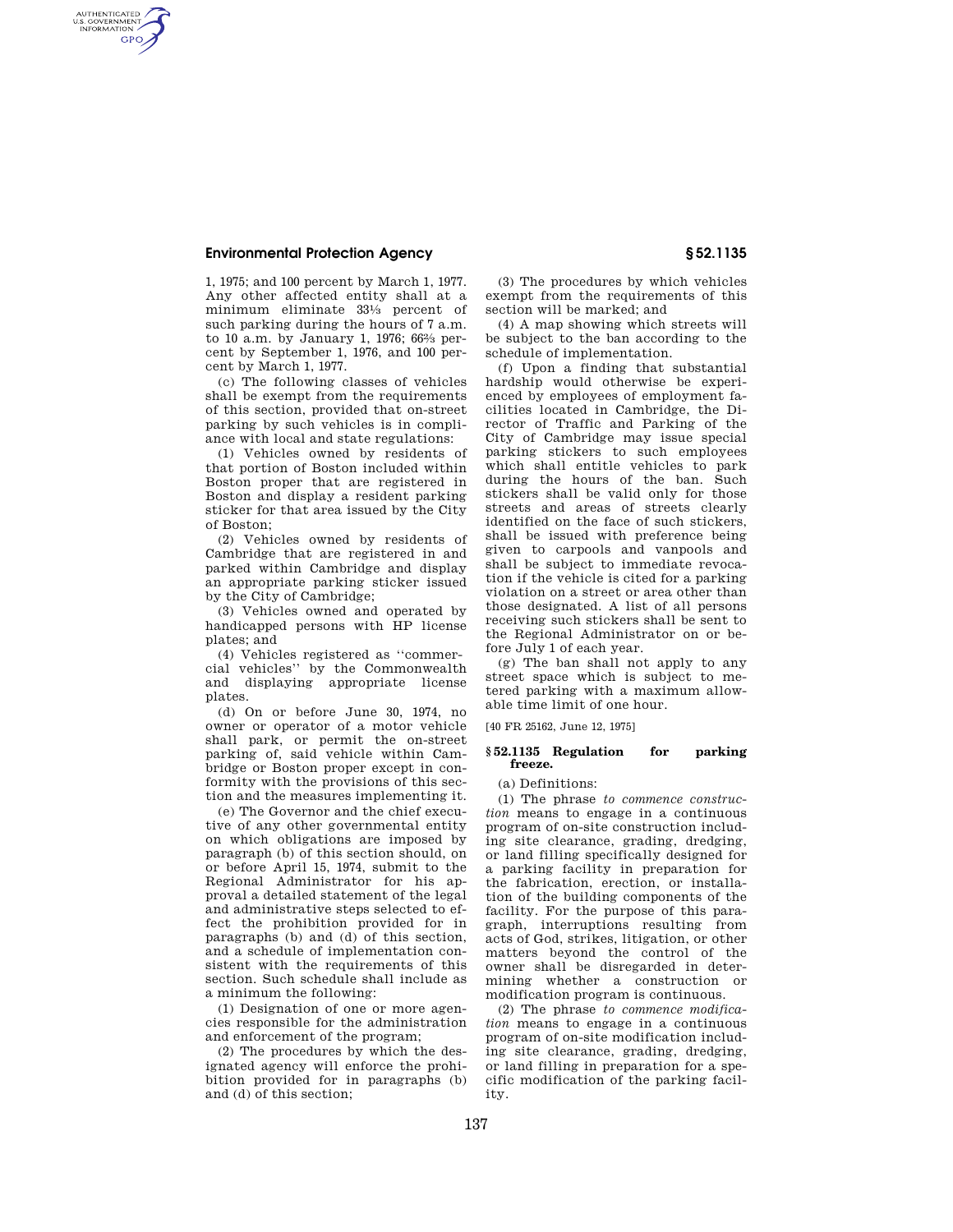1, 1975; and 100 percent by March 1, 1977. Any other affected entity shall at a minimum eliminate 33⅓ percent of such parking during the hours of 7 a.m. to 10 a.m. by January 1, 1976; 66⅔ percent by September 1, 1976, and 100 percent by March 1, 1977.

(c) The following classes of vehicles shall be exempt from the requirements of this section, provided that on-street parking by such vehicles is in compliance with local and state regulations:

(1) Vehicles owned by residents of that portion of Boston included within Boston proper that are registered in Boston and display a resident parking sticker for that area issued by the City of Boston;

(2) Vehicles owned by residents of Cambridge that are registered in and parked within Cambridge and display an appropriate parking sticker issued by the City of Cambridge;

(3) Vehicles owned and operated by handicapped persons with HP license plates; and

(4) Vehicles registered as ''commercial vehicles'' by the Commonwealth and displaying appropriate license plates.

(d) On or before June 30, 1974, no owner or operator of a motor vehicle shall park, or permit the on-street parking of, said vehicle within Cambridge or Boston proper except in conformity with the provisions of this section and the measures implementing it.

(e) The Governor and the chief executive of any other governmental entity on which obligations are imposed by paragraph (b) of this section should, on or before April 15, 1974, submit to the Regional Administrator for his approval a detailed statement of the legal and administrative steps selected to effect the prohibition provided for in paragraphs (b) and (d) of this section, and a schedule of implementation consistent with the requirements of this section. Such schedule shall include as a minimum the following:

(1) Designation of one or more agencies responsible for the administration and enforcement of the program;

(2) The procedures by which the designated agency will enforce the prohibition provided for in paragraphs (b) and (d) of this section;

(3) The procedures by which vehicles exempt from the requirements of this section will be marked; and

(4) A map showing which streets will be subject to the ban according to the schedule of implementation.

(f) Upon a finding that substantial hardship would otherwise be experienced by employees of employment facilities located in Cambridge, the Director of Traffic and Parking of the City of Cambridge may issue special parking stickers to such employees which shall entitle vehicles to park during the hours of the ban. Such stickers shall be valid only for those streets and areas of streets clearly identified on the face of such stickers, shall be issued with preference being given to carpools and vanpools and shall be subject to immediate revocation if the vehicle is cited for a parking violation on a street or area other than those designated. A list of all persons receiving such stickers shall be sent to the Regional Administrator on or before July 1 of each year.

(g) The ban shall not apply to any street space which is subject to metered parking with a maximum allowable time limit of one hour.

[40 FR 25162, June 12, 1975]

## § 52.1135 Regulation for parking freeze.

(a) Definitions:

(1) The phrase *to commence construction* means to engage in a continuous program of on-site construction including site clearance, grading, dredging, or land filling specifically designed for a parking facility in preparation for the fabrication, erection, or installation of the building components of the facility. For the purpose of this paragraph, interruptions resulting from acts of God, strikes, litigation, or other matters beyond the control of the owner shall be disregarded in determining whether a construction or modification program is continuous.

(2) The phrase *to commence modification* means to engage in a continuous program of on-site modification including site clearance, grading, dredging, or land filling in preparation for a specific modification of the parking facility.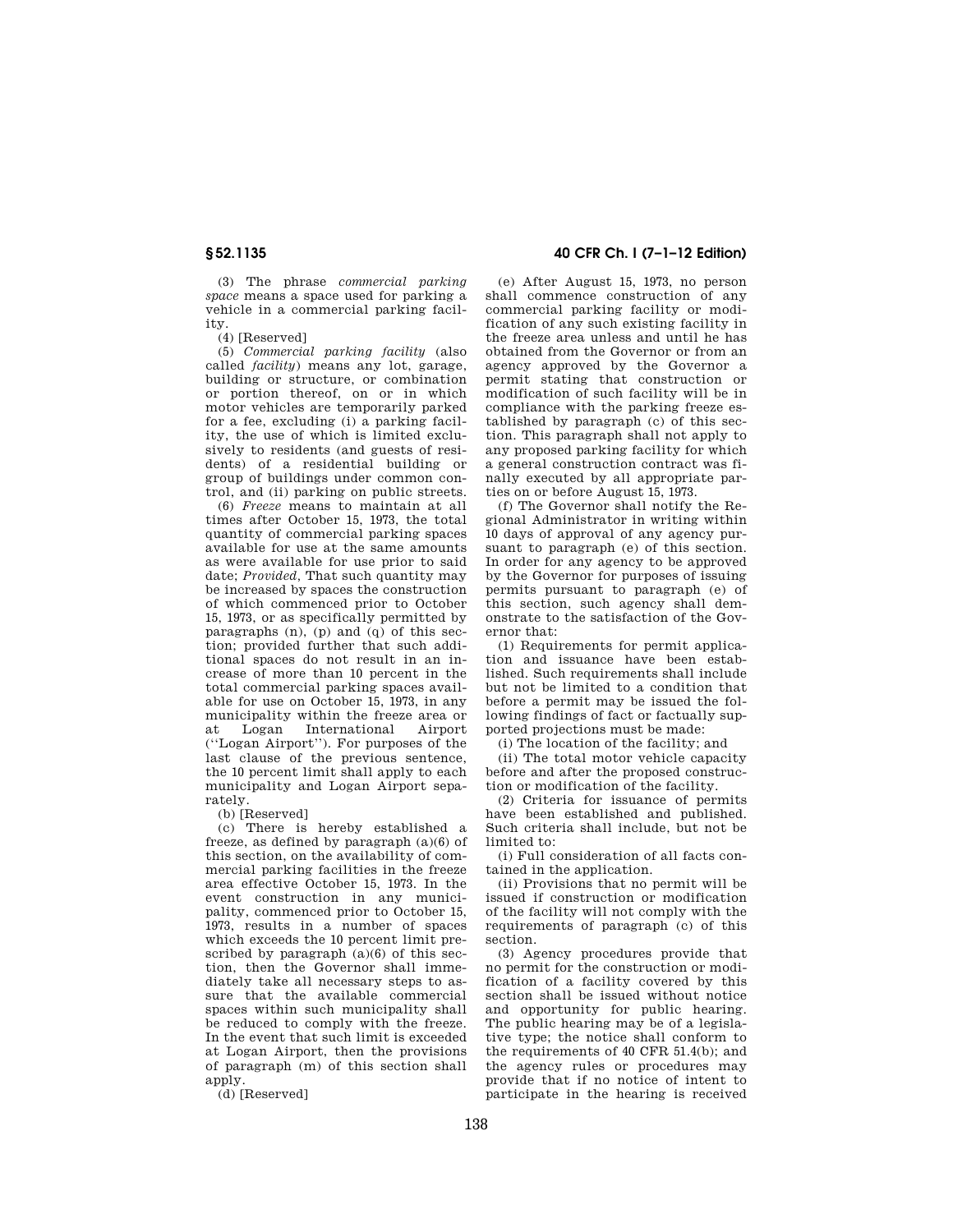(3) The phrase *commercial parking space* means a space used for parking a vehicle in a commercial parking facility.

(4) [Reserved]

(5) *Commercial parking facility* (also called *facility*) means any lot, garage, building or structure, or combination or portion thereof, on or in which motor vehicles are temporarily parked for a fee, excluding (i) a parking facility, the use of which is limited exclusively to residents (and guests of residents) of a residential building or group of buildings under common control, and (ii) parking on public streets.

(6) *Freeze* means to maintain at all times after October 15, 1973, the total quantity of commercial parking spaces available for use at the same amounts as were available for use prior to said date; *Provided,* That such quantity may be increased by spaces the construction of which commenced prior to October 15, 1973, or as specifically permitted by paragraphs (n), (p) and (q) of this section; provided further that such additional spaces do not result in an increase of more than 10 percent in the total commercial parking spaces available for use on October 15, 1973, in any municipality within the freeze area or at Logan International Airport (''Logan Airport''). For purposes of the last clause of the previous sentence, the 10 percent limit shall apply to each municipality and Logan Airport separately.

(b) [Reserved]

(c) There is hereby established a freeze, as defined by paragraph (a)(6) of this section, on the availability of commercial parking facilities in the freeze area effective October 15, 1973. In the event construction in any municipality, commenced prior to October 15, 1973, results in a number of spaces which exceeds the 10 percent limit prescribed by paragraph (a)(6) of this section, then the Governor shall immediately take all necessary steps to assure that the available commercial spaces within such municipality shall be reduced to comply with the freeze. In the event that such limit is exceeded at Logan Airport, then the provisions of paragraph (m) of this section shall apply.

(d) [Reserved]

(e) After August 15, 1973, no person shall commence construction of any commercial parking facility or modification of any such existing facility in the freeze area unless and until he has obtained from the Governor or from an agency approved by the Governor a permit stating that construction or modification of such facility will be in compliance with the parking freeze established by paragraph (c) of this section. This paragraph shall not apply to any proposed parking facility for which a general construction contract was finally executed by all appropriate parties on or before August 15, 1973.

(f) The Governor shall notify the Regional Administrator in writing within 10 days of approval of any agency pursuant to paragraph (e) of this section. In order for any agency to be approved by the Governor for purposes of issuing permits pursuant to paragraph (e) of this section, such agency shall demonstrate to the satisfaction of the Governor that:

(1) Requirements for permit application and issuance have been established. Such requirements shall include but not be limited to a condition that before a permit may be issued the following findings of fact or factually supported projections must be made:

(i) The location of the facility; and

(ii) The total motor vehicle capacity before and after the proposed construction or modification of the facility.

(2) Criteria for issuance of permits have been established and published. Such criteria shall include, but not be limited to:

(i) Full consideration of all facts contained in the application.

(ii) Provisions that no permit will be issued if construction or modification of the facility will not comply with the requirements of paragraph (c) of this section.

(3) Agency procedures provide that no permit for the construction or modification of a facility covered by this section shall be issued without notice and opportunity for public hearing. The public hearing may be of a legislative type; the notice shall conform to the requirements of 40 CFR 51.4(b); and the agency rules or procedures may provide that if no notice of intent to participate in the hearing is received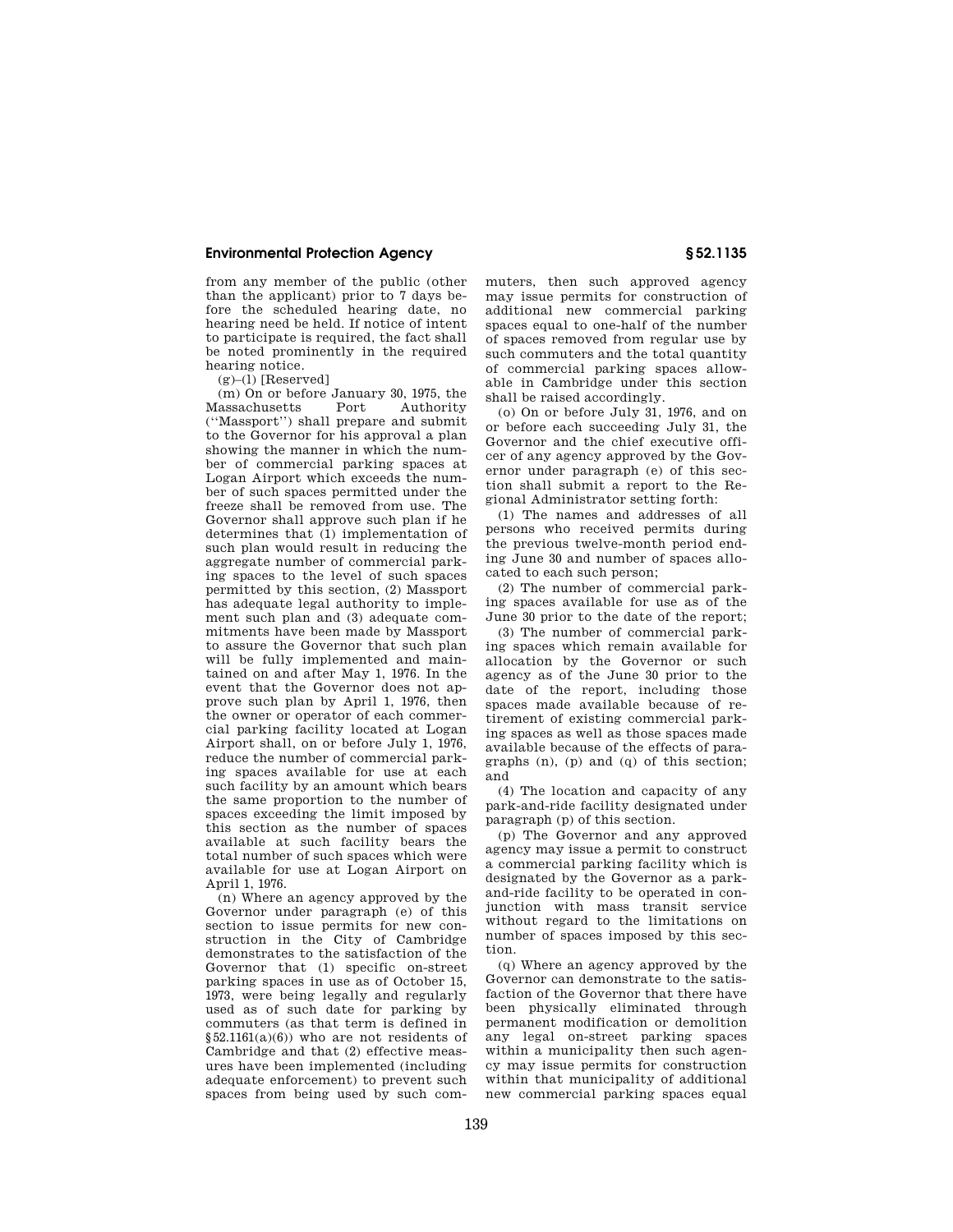from any member of the public (other than the applicant) prior to 7 days before the scheduled hearing date, no hearing need be held. If notice of intent to participate is required, the fact shall be noted prominently in the required hearing notice.

(g)–(l) [Reserved]

(m) On or before January 30, 1975, the Massachusetts Port Authority (''Massport'') shall prepare and submit to the Governor for his approval a plan showing the manner in which the number of commercial parking spaces at Logan Airport which exceeds the number of such spaces permitted under the freeze shall be removed from use. The Governor shall approve such plan if he determines that (1) implementation of such plan would result in reducing the aggregate number of commercial parking spaces to the level of such spaces permitted by this section, (2) Massport has adequate legal authority to implement such plan and (3) adequate commitments have been made by Massport to assure the Governor that such plan will be fully implemented and maintained on and after May 1, 1976. In the event that the Governor does not approve such plan by April 1, 1976, then the owner or operator of each commercial parking facility located at Logan Airport shall, on or before July 1, 1976, reduce the number of commercial parking spaces available for use at each such facility by an amount which bears the same proportion to the number of spaces exceeding the limit imposed by this section as the number of spaces available at such facility bears the total number of such spaces which were available for use at Logan Airport on April 1, 1976.

(n) Where an agency approved by the Governor under paragraph (e) of this section to issue permits for new construction in the City of Cambridge demonstrates to the satisfaction of the Governor that (1) specific on-street parking spaces in use as of October 15, 1973, were being legally and regularly used as of such date for parking by commuters (as that term is defined in §52.1161(a)(6)) who are not residents of Cambridge and that (2) effective measures have been implemented (including adequate enforcement) to prevent such spaces from being used by such commuters, then such approved agency may issue permits for construction of additional new commercial parking spaces equal to one-half of the number of spaces removed from regular use by such commuters and the total quantity of commercial parking spaces allowable in Cambridge under this section shall be raised accordingly.

(o) On or before July 31, 1976, and on or before each succeeding July 31, the Governor and the chief executive officer of any agency approved by the Governor under paragraph (e) of this section shall submit a report to the Regional Administrator setting forth:

(1) The names and addresses of all persons who received permits during the previous twelve-month period ending June 30 and number of spaces allocated to each such person;

(2) The number of commercial parking spaces available for use as of the June 30 prior to the date of the report;

(3) The number of commercial parking spaces which remain available for allocation by the Governor or such agency as of the June 30 prior to the date of the report, including those spaces made available because of retirement of existing commercial parking spaces as well as those spaces made available because of the effects of paragraphs (n), (p) and (q) of this section; and

(4) The location and capacity of any park-and-ride facility designated under paragraph (p) of this section.

(p) The Governor and any approved agency may issue a permit to construct a commercial parking facility which is designated by the Governor as a park-and-ride facility to be operated in conjunction with mass transit service without regard to the limitations on number of spaces imposed by this section.

(q) Where an agency approved by the Governor can demonstrate to the satisfaction of the Governor that there have been physically eliminated through permanent modification or demolition any legal on-street parking spaces within a municipality then such agency may issue permits for construction within that municipality of additional new commercial parking spaces equal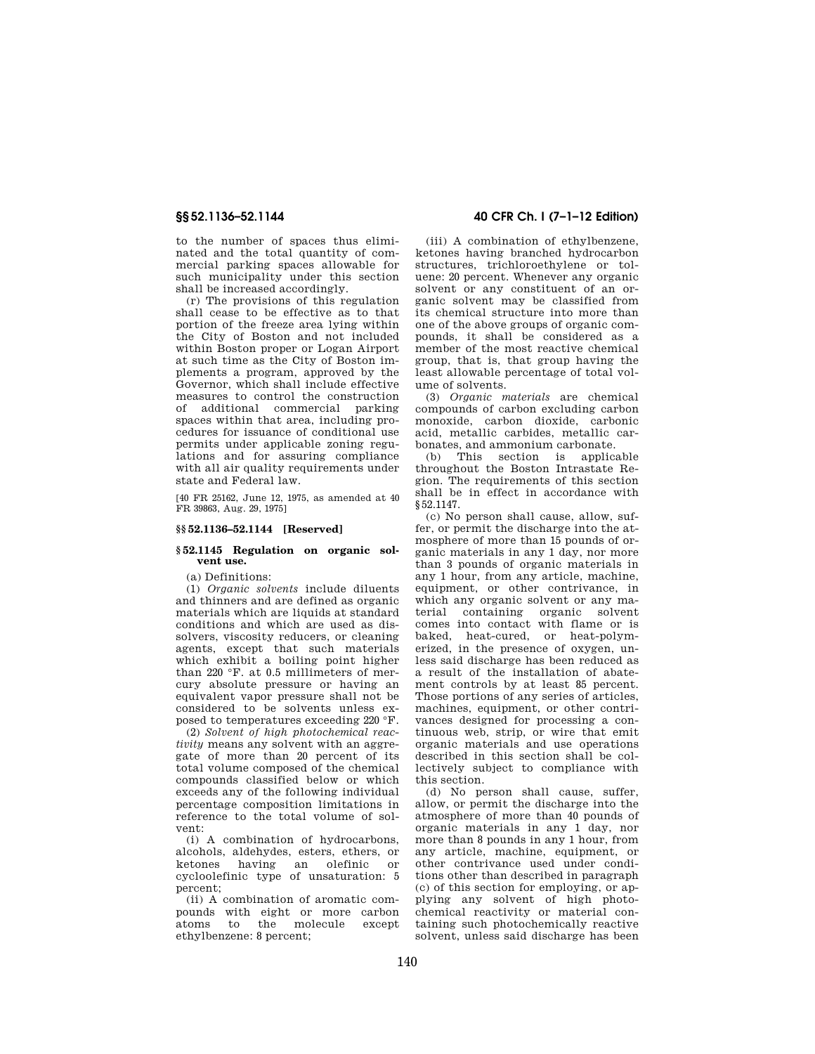to the number of spaces thus eliminated and the total quantity of commercial parking spaces allowable for such municipality under this section shall be increased accordingly.

(r) The provisions of this regulation shall cease to be effective as to that portion of the freeze area lying within the City of Boston and not included within Boston proper or Logan Airport at such time as the City of Boston implements a program, approved by the Governor, which shall include effective measures to control the construction of additional commercial parking spaces within that area, including procedures for issuance of conditional use permits under applicable zoning regulations and for assuring compliance with all air quality requirements under state and Federal law.

[40 FR 25162, June 12, 1975, as amended at 40 FR 39863, Aug. 29, 1975]

### §§ 52.1136–52.1144 [Reserved]

### § 52.1145 Regulation on organic solvent use.

(a) Definitions:

(1) *Organic solvents* include diluents and thinners and are defined as organic materials which are liquids at standard conditions and which are used as dissolvers, viscosity reducers, or cleaning agents, except that such materials which exhibit a boiling point higher than 220 °F. at 0.5 millimeters of mercury absolute pressure or having an equivalent vapor pressure shall not be considered to be solvents unless exposed to temperatures exceeding 220 °F.

(2) *Solvent of high photochemical reactivity* means any solvent with an aggregate of more than 20 percent of its total volume composed of the chemical compounds classified below or which exceeds any of the following individual percentage composition limitations in reference to the total volume of solvent:

(i) A combination of hydrocarbons, alcohols, aldehydes, esters, ethers, or ketones having an olefinic or cycloolefinic type of unsaturation: 5 percent;

(ii) A combination of aromatic compounds with eight or more carbon atoms to the molecule except ethylbenzene: 8 percent;

(iii) A combination of ethylbenzene, ketones having branched hydrocarbon structures, trichloroethylene or toluene: 20 percent. Whenever any organic solvent or any constituent of an organic solvent may be classified from its chemical structure into more than one of the above groups of organic compounds, it shall be considered as a member of the most reactive chemical group, that is, that group having the least allowable percentage of total volume of solvents.

(3) *Organic materials* are chemical compounds of carbon excluding carbon monoxide, carbon dioxide, carbonic acid, metallic carbides, metallic carbonates, and ammonium carbonate.

(b) This section is applicable throughout the Boston Intrastate Region. The requirements of this section shall be in effect in accordance with §52.1147.

(c) No person shall cause, allow, suffer, or permit the discharge into the atmosphere of more than 15 pounds of organic materials in any 1 day, nor more than 3 pounds of organic materials in any 1 hour, from any article, machine, equipment, or other contrivance, in which any organic solvent or any material containing organic solvent comes into contact with flame or is baked, heat-cured, or heat-polymerized, in the presence of oxygen, unless said discharge has been reduced as a result of the installation of abatement controls by at least 85 percent. Those portions of any series of articles, machines, equipment, or other contrivances designed for processing a continuous web, strip, or wire that emit organic materials and use operations described in this section shall be collectively subject to compliance with this section.

(d) No person shall cause, suffer, allow, or permit the discharge into the atmosphere of more than 40 pounds of organic materials in any 1 day, nor more than 8 pounds in any 1 hour, from any article, machine, equipment, or other contrivance used under conditions other than described in paragraph (c) of this section for employing, or applying any solvent of high photochemical reactivity or material containing such photochemically reactive solvent, unless said discharge has been